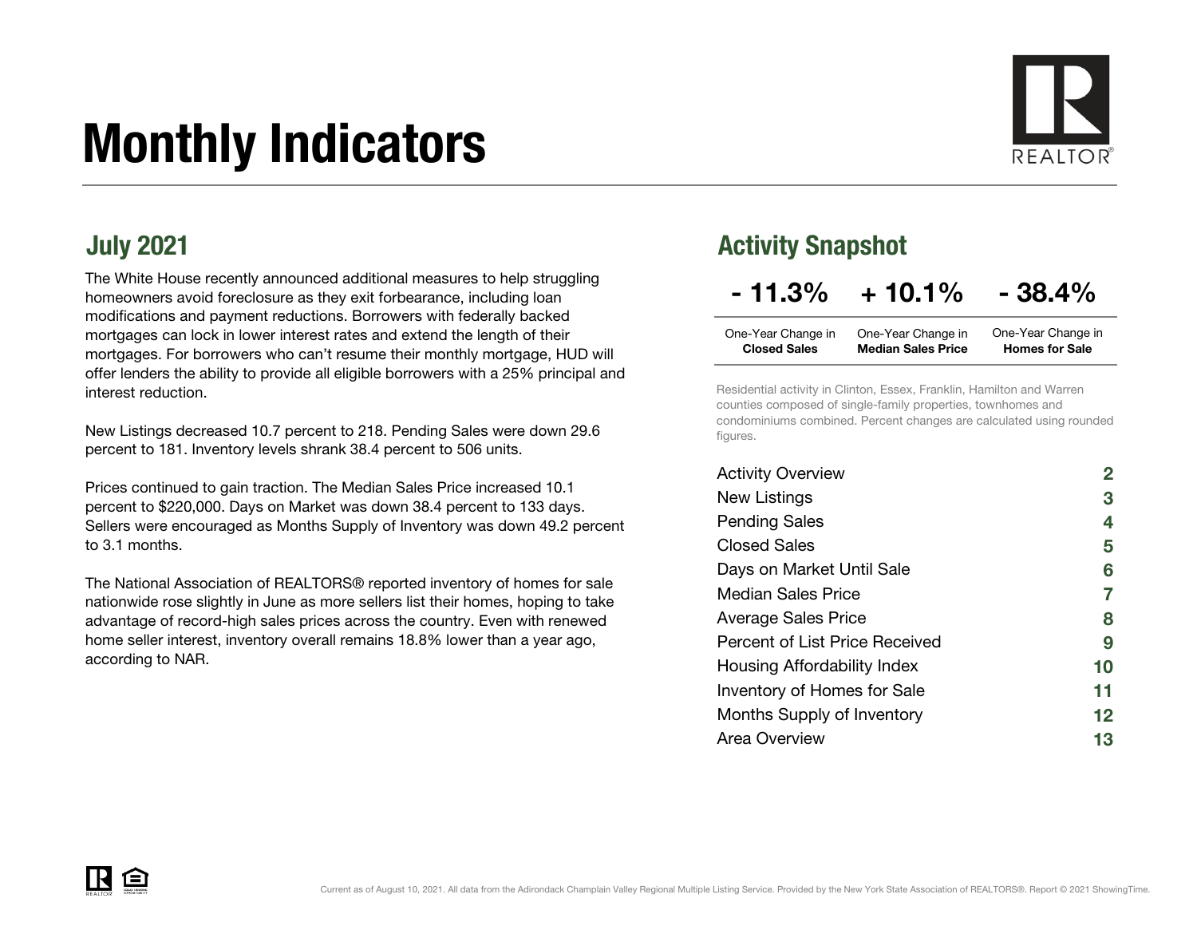# Monthly Indicators

## July 2021

The White House recently announced additional measures to help struggling homeowners avoid foreclosure as they exit forbearance, including loan modifications and payment reductions. Borrowers with federally backed mortgages can lock in lower interest rates and extend the length of their mortgages. For borrowers who can't resume their monthly mortgage, HUD will offer lenders the ability to provide all eligible borrowers with a 25% principal and interest reduction.

New Listings decreased 10.7 percent to 218. Pending Sales were down 29.6 percent to 181. Inventory levels shrank 38.4 percent to 506 units.

Prices continued to gain traction. The Median Sales Price increased 10.1 percent to $220,000. Days on Market was down 38.4 percent to 133 days. Sellers were encouraged as Months Supply of Inventory was down 49.2 percent to 3.1 months.

The National Association of REALTORS® reported inventory of homes for sale nationwide rose slightly in June as more sellers list their homes, hoping to take advantage of record-high sales prices across the country. Even with renewed home seller interest, inventory overall remains 18.8% lower than a year ago, according to NAR.

## Activity Snapshot

| - 11.3% | + 10.1% | - 38.4% |
|---|---|---|
| One-Year Change in **Closed Sales** | One-Year Change in **Median Sales Price** | One-Year Change in **Homes for Sale** |

Residential activity in Clinton, Essex, Franklin, Hamilton and Warren counties composed of single-family properties, townhomes and condominiums combined. Percent changes are calculated using rounded figures.

| | |
|---|---|
| Activity Overview | 2 |
| New Listings | 3 |
| Pending Sales | 4 |
| Closed Sales | 5 |
| Days on Market Until Sale | 6 |
| Median Sales Price | 7 |
| Average Sales Price | 8 |
| Percent of List Price Received | 9 |
| Housing Affordability Index | 10 |
| Inventory of Homes for Sale | 11 |
| Months Supply of Inventory | 12 |
| Area Overview | 13 |

Current as of August 10, 2021. All data from the Adirondack Champlain Valley Regional Multiple Listing Service. Provided by the New York State Association of REALTORS®. Report © 2021 ShowingTime.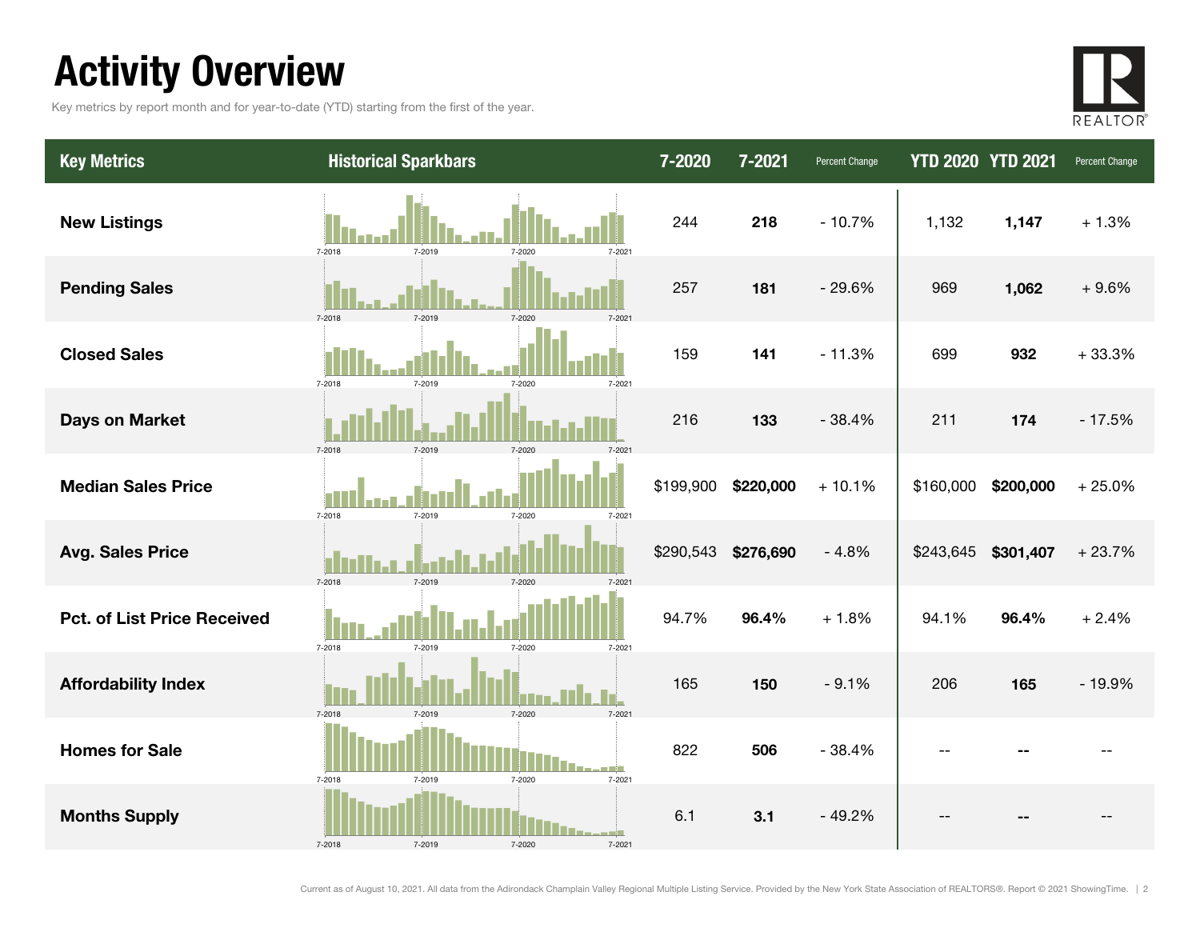# Activity Overview

Key metrics by report month and for year-to-date (YTD) starting from the first of the year.

| Key Metrics | Historical Sparkbars | 7-2020 | 7-2021 | Percent Change | YTD 2020 | YTD 2021 | Percent Change |
|---|---|---|---|---|---|---|---|
| **New Listings** | 7-2018 7-2019 7-2020 7-2021 | 244 | **218** | - 10.7% | 1,132 | **1,147** | + 1.3% |
| **Pending Sales** | 7-2018 7-2019 7-2020 7-2021 | 257 | **181** | - 29.6% | 969 | **1,062** | + 9.6% |
| **Closed Sales** | 7-2018 7-2019 7-2020 7-2021 | 159 | **141** | - 11.3% | 699 | **932** | + 33.3% |
| **Days on Market** | 7-2018 7-2019 7-2020 7-2021 | 216 | **133** | - 38.4% | 211 | **174** | - 17.5% |
| **Median Sales Price** | 7-2018 7-2019 7-2020 7-2021 | $199,900 | **$220,000** | + 10.1% | $160,000 | **$200,000** | + 25.0% |
| **Avg. Sales Price** | 7-2018 7-2019 7-2020 7-2021 | $290,543 | **$276,690** | - 4.8% | $243,645 | **$301,407** | + 23.7% |
| **Pct. of List Price Received** | 7-2018 7-2019 7-2020 7-2021 | 94.7% | **96.4%** | + 1.8% | 94.1% | **96.4%** | + 2.4% |
| **Affordability Index** | 7-2018 7-2019 7-2020 7-2021 | 165 | **150** | - 9.1% | 206 | **165** | - 19.9% |
| **Homes for Sale** | 7-2018 7-2019 7-2020 7-2021 | 822 | **506** | - 38.4% | -- | **--** | -- |
| **Months Supply** | 7-2018 7-2019 7-2020 7-2021 | 6.1 | **3.1** | - 49.2% | -- | **--** | -- |

Current as of August 10, 2021. All data from the Adirondack Champlain Valley Regional Multiple Listing Service. Provided by the New York State Association of REALTORS®. Report © 2021 ShowingTime.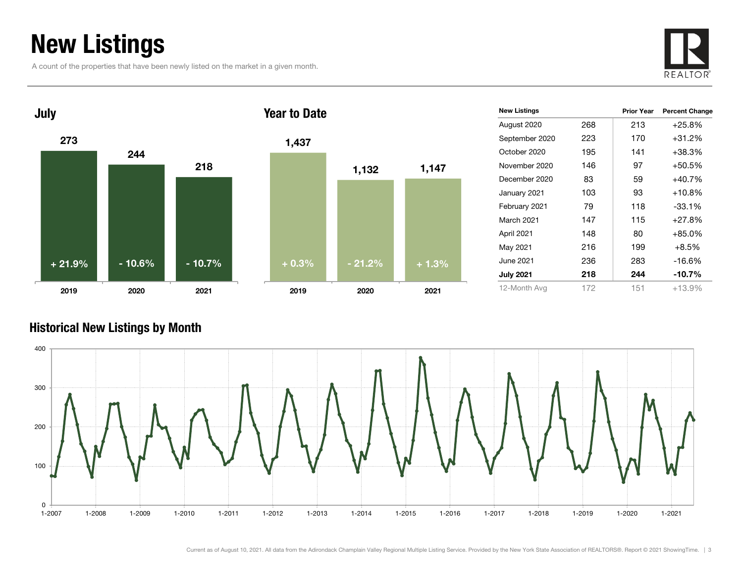# New Listings

A count of the properties that have been newly listed on the market in a given month.

## July

| Year | New Listings | Change |
|---|---|---|
| 2019 | 273 | + 21.9% |
| 2020 | 244 | - 10.6% |
| 2021 | 218 | - 10.7% |

## Year to Date

| Year | New Listings | Change |
|---|---|---|
| 2019 | 1,437 | + 0.3% |
| 2020 | 1,132 | - 21.2% |
| 2021 | 1,147 | + 1.3% |

| New Listings | | Prior Year | Percent Change |
|---|---|---|---|
| August 2020 | 268 | 213 | +25.8% |
| September 2020 | 223 | 170 | +31.2% |
| October 2020 | 195 | 141 | +38.3% |
| November 2020 | 146 | 97 | +50.5% |
| December 2020 | 83 | 59 | +40.7% |
| January 2021 | 103 | 93 | +10.8% |
| February 2021 | 79 | 118 | -33.1% |
| March 2021 | 147 | 115 | +27.8% |
| April 2021 | 148 | 80 | +85.0% |
| May 2021 | 216 | 199 | +8.5% |
| June 2021 | 236 | 283 | -16.6% |
| **July 2021** | **218** | **244** | **-10.7%** |
| 12-Month Avg | 172 | 151 | +13.9% |

## Historical New Listings by Month

Current as of August 10, 2021. All data from the Adirondack Champlain Valley Regional Multiple Listing Service. Provided by the New York State Association of REALTORS®. Report © 2021 ShowingTime.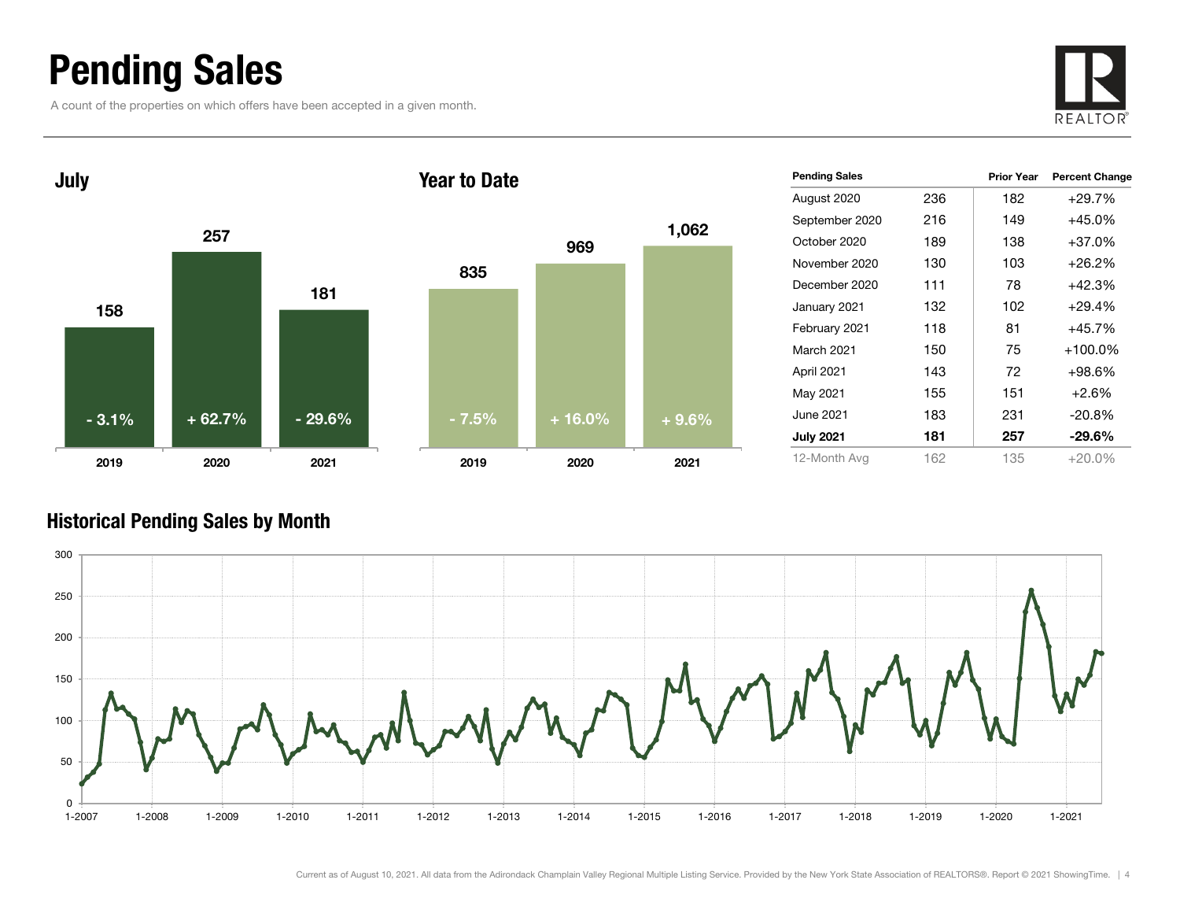# Pending Sales

A count of the properties on which offers have been accepted in a given month.

## July

| | 2019 | 2020 | 2021 |
|---|---|---|---|
| Pending Sales | 158 | 257 | 181 |
| Change | - 3.1% | + 62.7% | - 29.6% |

## Year to Date

| | 2019 | 2020 | 2021 |
|---|---|---|---|
| Pending Sales | 835 | 969 | 1,062 |
| Change | - 7.5% | + 16.0% | + 9.6% |

| Pending Sales | | Prior Year | Percent Change |
|---|---|---|---|
| August 2020 | 236 | 182 | +29.7% |
| September 2020 | 216 | 149 | +45.0% |
| October 2020 | 189 | 138 | +37.0% |
| November 2020 | 130 | 103 | +26.2% |
| December 2020 | 111 | 78 | +42.3% |
| January 2021 | 132 | 102 | +29.4% |
| February 2021 | 118 | 81 | +45.7% |
| March 2021 | 150 | 75 | +100.0% |
| April 2021 | 143 | 72 | +98.6% |
| May 2021 | 155 | 151 | +2.6% |
| June 2021 | 183 | 231 | -20.8% |
| **July 2021** | **181** | **257** | **-29.6%** |
| 12-Month Avg | 162 | 135 | +20.0% |

## Historical Pending Sales by Month

Current as of August 10, 2021. All data from the Adirondack Champlain Valley Regional Multiple Listing Service. Provided by the New York State Association of REALTORS®. Report © 2021 ShowingTime.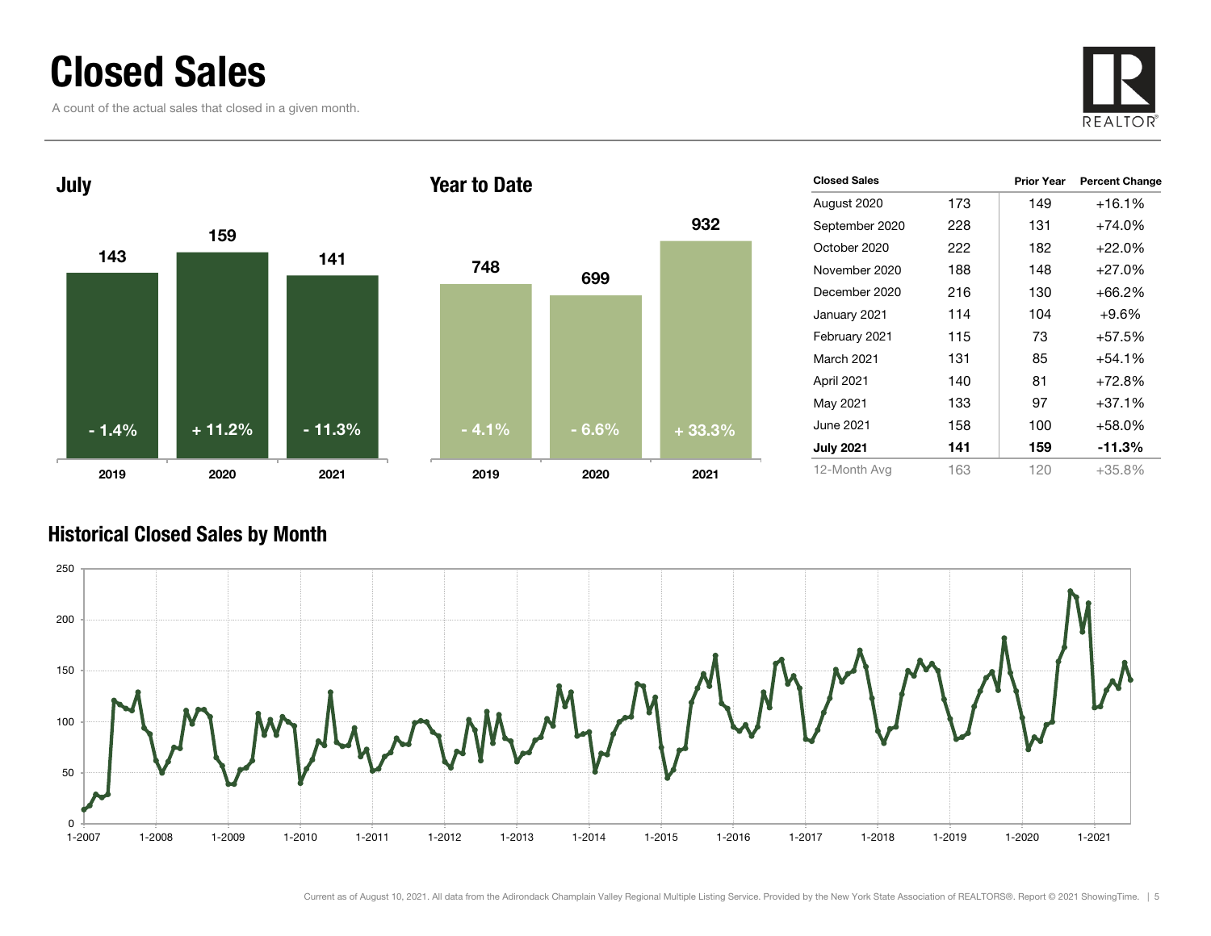# Closed Sales

A count of the actual sales that closed in a given month.

## July

| Year | Closed Sales | Percent Change |
|---|---|---|
| 2019 | 143 | - 1.4% |
| 2020 | 159 | + 11.2% |
| 2021 | 141 | - 11.3% |

## Year to Date

| Year | Closed Sales | Percent Change |
|---|---|---|
| 2019 | 748 | - 4.1% |
| 2020 | 699 | - 6.6% |
| 2021 | 932 | + 33.3% |

| Closed Sales | | Prior Year | Percent Change |
|---|---|---|---|
| August 2020 | 173 | 149 | +16.1% |
| September 2020 | 228 | 131 | +74.0% |
| October 2020 | 222 | 182 | +22.0% |
| November 2020 | 188 | 148 | +27.0% |
| December 2020 | 216 | 130 | +66.2% |
| January 2021 | 114 | 104 | +9.6% |
| February 2021 | 115 | 73 | +57.5% |
| March 2021 | 131 | 85 | +54.1% |
| April 2021 | 140 | 81 | +72.8% |
| May 2021 | 133 | 97 | +37.1% |
| June 2021 | 158 | 100 | +58.0% |
| **July 2021** | **141** | **159** | **-11.3%** |
| 12-Month Avg | 163 | 120 | +35.8% |

## Historical Closed Sales by Month

Current as of August 10, 2021. All data from the Adirondack Champlain Valley Regional Multiple Listing Service. Provided by the New York State Association of REALTORS®. Report © 2021 ShowingTime.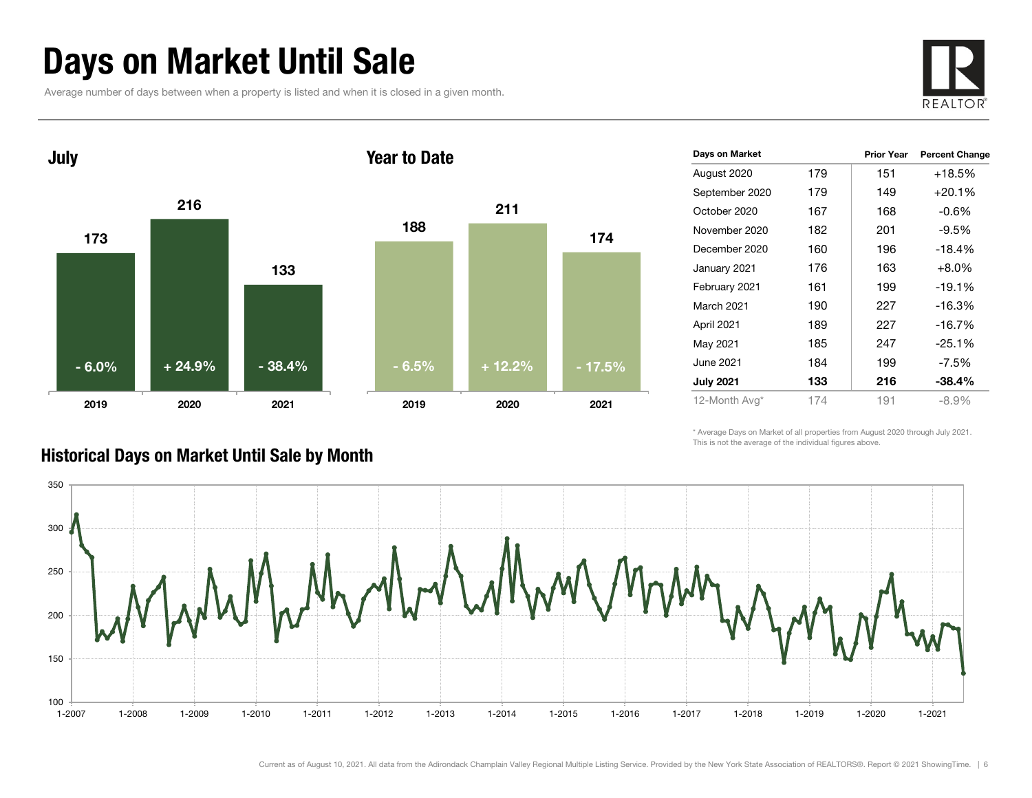# Days on Market Until Sale

Average number of days between when a property is listed and when it is closed in a given month.

## July

| Year | Days | Change |
|---|---|---|
| 2019 | 173 | - 6.0% |
| 2020 | 216 | + 24.9% |
| 2021 | 133 | - 38.4% |

## Year to Date

| Year | Days | Change |
|---|---|---|
| 2019 | 188 | - 6.5% |
| 2020 | 211 | + 12.2% |
| 2021 | 174 | - 17.5% |

| Days on Market | | Prior Year | Percent Change |
|---|---|---|---|
| August 2020 | 179 | 151 | +18.5% |
| September 2020 | 179 | 149 | +20.1% |
| October 2020 | 167 | 168 | -0.6% |
| November 2020 | 182 | 201 | -9.5% |
| December 2020 | 160 | 196 | -18.4% |
| January 2021 | 176 | 163 | +8.0% |
| February 2021 | 161 | 199 | -19.1% |
| March 2021 | 190 | 227 | -16.3% |
| April 2021 | 189 | 227 | -16.7% |
| May 2021 | 185 | 247 | -25.1% |
| June 2021 | 184 | 199 | -7.5% |
| **July 2021** | **133** | **216** | **-38.4%** |
| 12-Month Avg* | 174 | 191 | -8.9% |

\* Average Days on Market of all properties from August 2020 through July 2021. This is not the average of the individual figures above.

## Historical Days on Market Until Sale by Month

Current as of August 10, 2021. All data from the Adirondack Champlain Valley Regional Multiple Listing Service. Provided by the New York State Association of REALTORS®. Report © 2021 ShowingTime.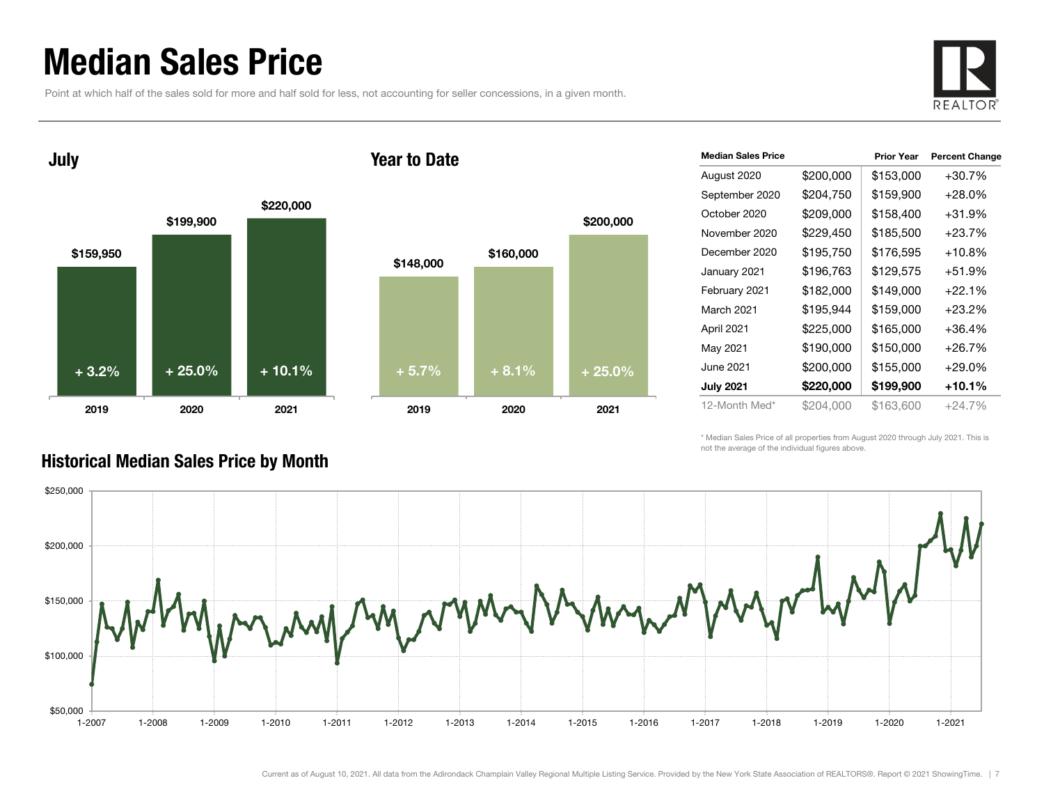# Median Sales Price

Point at which half of the sales sold for more and half sold for less, not accounting for seller concessions, in a given month.

REALTOR®

## July

| Year | Median Sales Price | Change |
| --- | --- | --- |
| 2019 | $159,950 | + 3.2% |
| 2020 | $199,900 | + 25.0% |
| 2021 | $220,000 | + 10.1% |

## Year to Date

| Year | Median Sales Price | Change |
| --- | --- | --- |
| 2019 | $148,000 | + 5.7% |
| 2020 | $160,000 | + 8.1% |
| 2021 | $200,000 | + 25.0% |

| Median Sales Price | | Prior Year | Percent Change |
| --- | --- | --- | --- |
| August 2020 | $200,000 | $153,000 | +30.7% |
| September 2020 | $204,750 | $159,900 | +28.0% |
| October 2020 | $209,000 | $158,400 | +31.9% |
| November 2020 | $229,450 | $185,500 | +23.7% |
| December 2020 | $195,750 | $176,595 | +10.8% |
| January 2021 | $196,763 | $129,575 | +51.9% |
| February 2021 | $182,000 | $149,000 | +22.1% |
| March 2021 | $195,944 | $159,000 | +23.2% |
| April 2021 | $225,000 | $165,000 | +36.4% |
| May 2021 | $190,000 | $150,000 | +26.7% |
| June 2021 | $200,000 | $155,000 | +29.0% |
| **July 2021** | **$220,000** | **$199,900** | **+10.1%** |
| 12-Month Med* | $204,000 | $163,600 | +24.7% |

\* Median Sales Price of all properties from August 2020 through July 2021. This is not the average of the individual figures above.

## Historical Median Sales Price by Month

Current as of August 10, 2021. All data from the Adirondack Champlain Valley Regional Multiple Listing Service. Provided by the New York State Association of REALTORS®. Report © 2021 ShowingTime.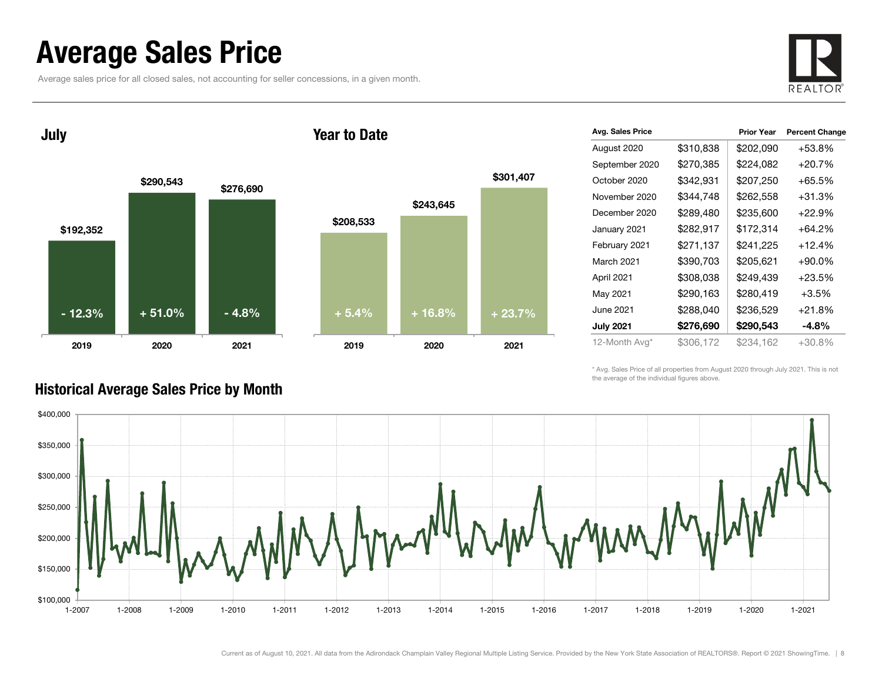# Average Sales Price

Average sales price for all closed sales, not accounting for seller concessions, in a given month.

## July

| | 2019 | 2020 | 2021 |
|---|---|---|---|
| Average Sales Price | $192,352 | $290,543 | $276,690 |
| Percent Change | - 12.3% | + 51.0% | - 4.8% |

## Year to Date

| | 2019 | 2020 | 2021 |
|---|---|---|---|
| Average Sales Price | $208,533 | $243,645 | $301,407 |
| Percent Change | + 5.4% | + 16.8% | + 23.7% |

| Avg. Sales Price | | Prior Year | Percent Change |
|---|---|---|---|
| August 2020 | $310,838 | $202,090 | +53.8% |
| September 2020 | $270,385 | $224,082 | +20.7% |
| October 2020 | $342,931 | $207,250 | +65.5% |
| November 2020 | $344,748 | $262,558 | +31.3% |
| December 2020 | $289,480 | $235,600 | +22.9% |
| January 2021 | $282,917 | $172,314 | +64.2% |
| February 2021 | $271,137 | $241,225 | +12.4% |
| March 2021 | $390,703 | $205,621 | +90.0% |
| April 2021 | $308,038 | $249,439 | +23.5% |
| May 2021 | $290,163 | $280,419 | +3.5% |
| June 2021 | $288,040 | $236,529 | +21.8% |
| **July 2021** | **$276,690** | **$290,543** | **-4.8%** |
| 12-Month Avg* | $306,172 | $234,162 | +30.8% |

\* Avg. Sales Price of all properties from August 2020 through July 2021. This is not the average of the individual figures above.

## Historical Average Sales Price by Month

Current as of August 10, 2021. All data from the Adirondack Champlain Valley Regional Multiple Listing Service. Provided by the New York State Association of REALTORS®. Report © 2021 ShowingTime.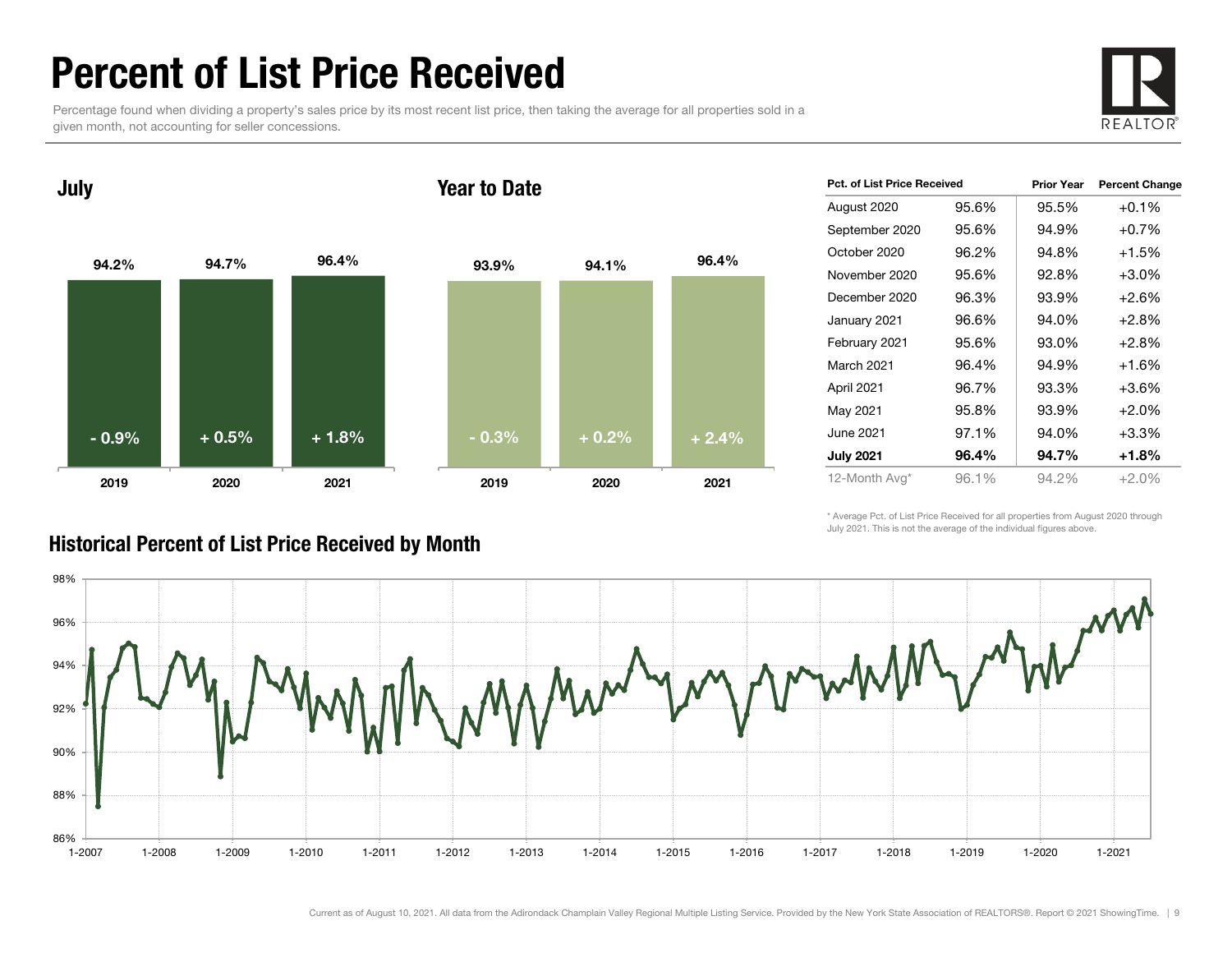# Percent of List Price Received

Percentage found when dividing a property's sales price by its most recent list price, then taking the average for all properties sold in a given month, not accounting for seller concessions.

## July

| | 2019 | 2020 | 2021 |
|---|---|---|---|
| Percent of List Price Received | 94.2% | 94.7% | 96.4% |
| Change | - 0.9% | + 0.5% | + 1.8% |

## Year to Date

| | 2019 | 2020 | 2021 |
|---|---|---|---|
| Percent of List Price Received | 93.9% | 94.1% | 96.4% |
| Change | - 0.3% | + 0.2% | + 2.4% |

| Pct. of List Price Received | | Prior Year | Percent Change |
|---|---|---|---|
| August 2020 | 95.6% | 95.5% | +0.1% |
| September 2020 | 95.6% | 94.9% | +0.7% |
| October 2020 | 96.2% | 94.8% | +1.5% |
| November 2020 | 95.6% | 92.8% | +3.0% |
| December 2020 | 96.3% | 93.9% | +2.6% |
| January 2021 | 96.6% | 94.0% | +2.8% |
| February 2021 | 95.6% | 93.0% | +2.8% |
| March 2021 | 96.4% | 94.9% | +1.6% |
| April 2021 | 96.7% | 93.3% | +3.6% |
| May 2021 | 95.8% | 93.9% | +2.0% |
| June 2021 | 97.1% | 94.0% | +3.3% |
| **July 2021** | **96.4%** | **94.7%** | **+1.8%** |
| 12-Month Avg* | 96.1% | 94.2% | +2.0% |

\* Average Pct. of List Price Received for all properties from August 2020 through July 2021. This is not the average of the individual figures above.

## Historical Percent of List Price Received by Month

Current as of August 10, 2021. All data from the Adirondack Champlain Valley Regional Multiple Listing Service. Provided by the New York State Association of REALTORS®. Report © 2021 ShowingTime.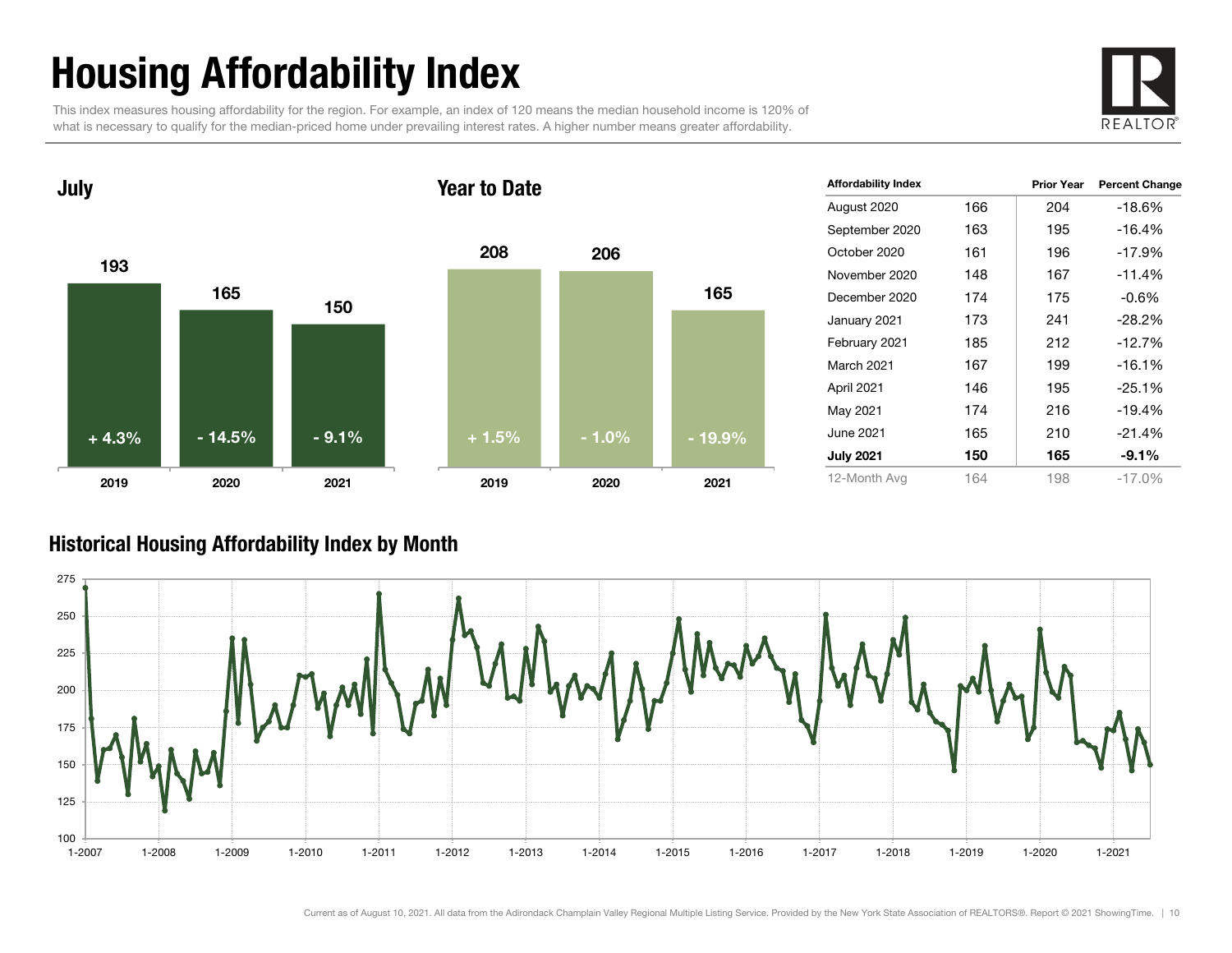# Housing Affordability Index

This index measures housing affordability for the region. For example, an index of 120 means the median household income is 120% of what is necessary to qualify for the median-priced home under prevailing interest rates. A higher number means greater affordability.

## July

| | 2019 | 2020 | 2021 |
|---|---|---|---|
| Index | 193 | 165 | 150 |
| Change | + 4.3% | - 14.5% | - 9.1% |

## Year to Date

| | 2019 | 2020 | 2021 |
|---|---|---|---|
| Index | 208 | 206 | 165 |
| Change | + 1.5% | - 1.0% | - 19.9% |

| Affordability Index | | Prior Year | Percent Change |
|---|---|---|---|
| August 2020 | 166 | 204 | -18.6% |
| September 2020 | 163 | 195 | -16.4% |
| October 2020 | 161 | 196 | -17.9% |
| November 2020 | 148 | 167 | -11.4% |
| December 2020 | 174 | 175 | -0.6% |
| January 2021 | 173 | 241 | -28.2% |
| February 2021 | 185 | 212 | -12.7% |
| March 2021 | 167 | 199 | -16.1% |
| April 2021 | 146 | 195 | -25.1% |
| May 2021 | 174 | 216 | -19.4% |
| June 2021 | 165 | 210 | -21.4% |
| **July 2021** | **150** | **165** | **-9.1%** |
| 12-Month Avg | 164 | 198 | -17.0% |

## Historical Housing Affordability Index by Month

Current as of August 10, 2021. All data from the Adirondack Champlain Valley Regional Multiple Listing Service. Provided by the New York State Association of REALTORS®. Report © 2021 ShowingTime.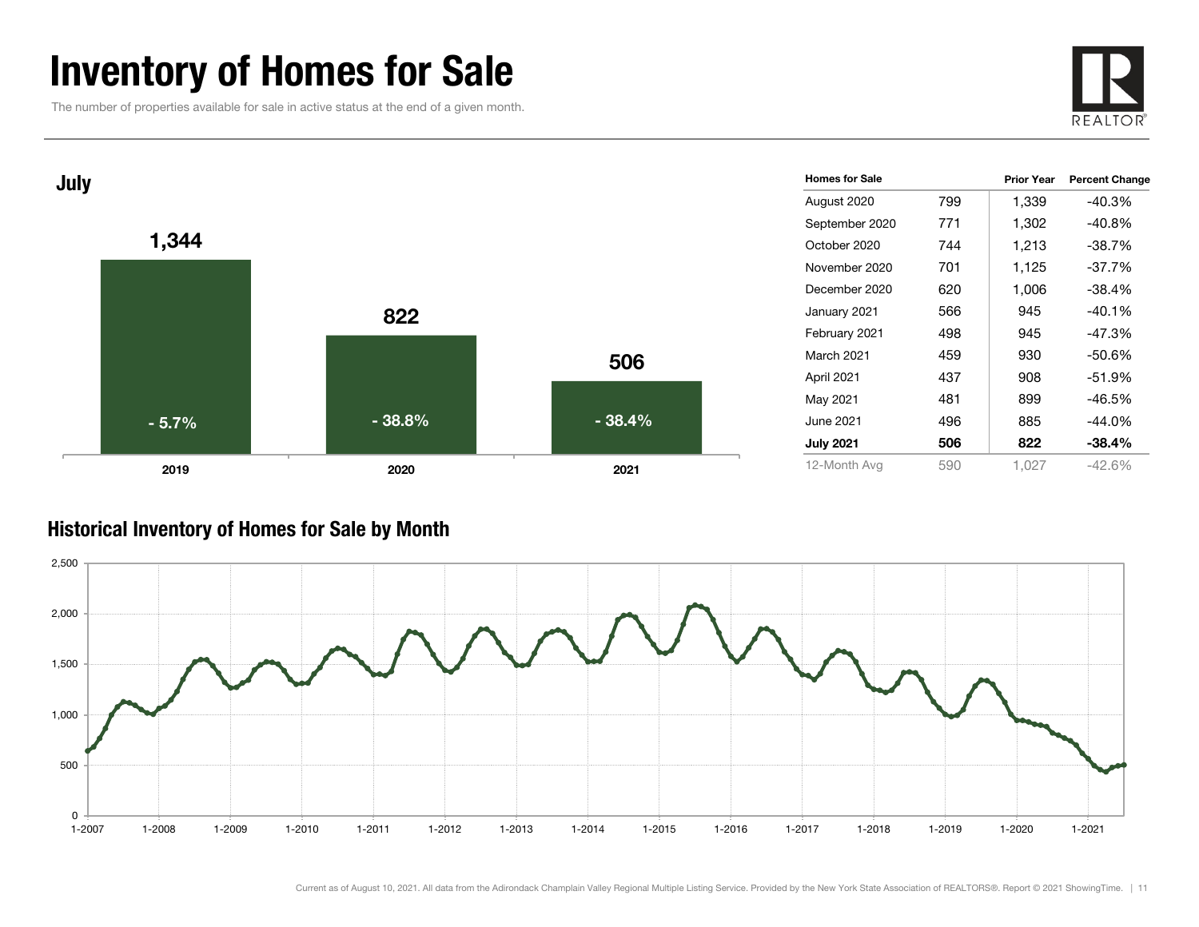# Inventory of Homes for Sale

The number of properties available for sale in active status at the end of a given month.

## July

| Year | Homes for Sale | Percent Change |
| --- | --- | --- |
| 2019 | 1,344 | - 5.7% |
| 2020 | 822 | - 38.8% |
| 2021 | 506 | - 38.4% |

| Homes for Sale | | Prior Year | Percent Change |
| --- | --- | --- | --- |
| August 2020 | 799 | 1,339 | -40.3% |
| September 2020 | 771 | 1,302 | -40.8% |
| October 2020 | 744 | 1,213 | -38.7% |
| November 2020 | 701 | 1,125 | -37.7% |
| December 2020 | 620 | 1,006 | -38.4% |
| January 2021 | 566 | 945 | -40.1% |
| February 2021 | 498 | 945 | -47.3% |
| March 2021 | 459 | 930 | -50.6% |
| April 2021 | 437 | 908 | -51.9% |
| May 2021 | 481 | 899 | -46.5% |
| June 2021 | 496 | 885 | -44.0% |
| **July 2021** | **506** | **822** | **-38.4%** |
| 12-Month Avg | 590 | 1,027 | -42.6% |

## Historical Inventory of Homes for Sale by Month

Current as of August 10, 2021. All data from the Adirondack Champlain Valley Regional Multiple Listing Service. Provided by the New York State Association of REALTORS®. Report © 2021 ShowingTime.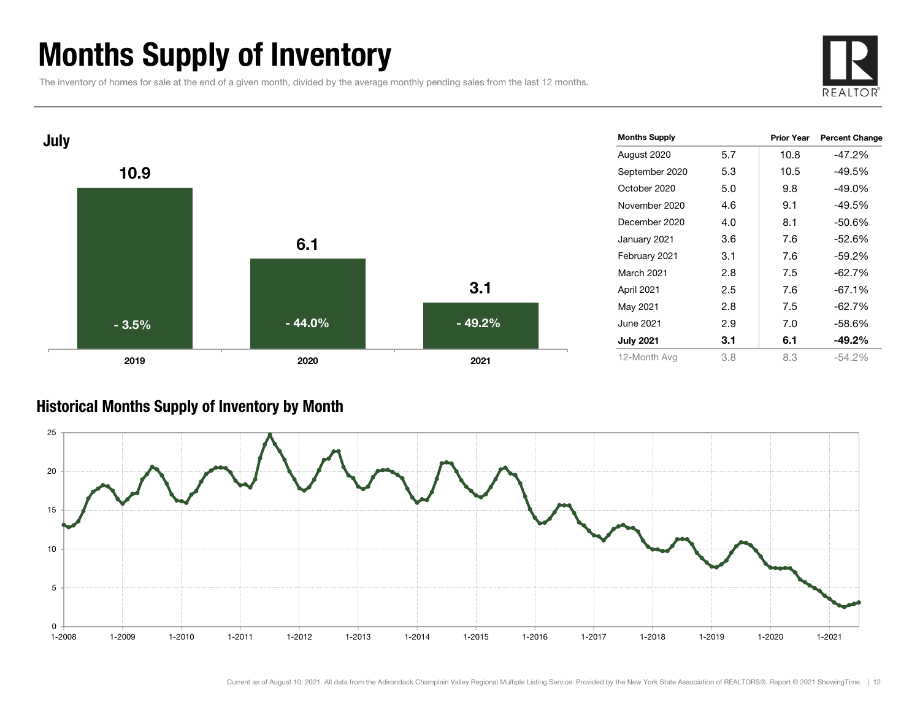# Months Supply of Inventory

The inventory of homes for sale at the end of a given month, divided by the average monthly pending sales from the last 12 months.

## July

| Year | Months Supply | Percent Change |
|---|---|---|
| 2019 | 10.9 | - 3.5% |
| 2020 | 6.1 | - 44.0% |
| 2021 | 3.1 | - 49.2% |

| Months Supply | | Prior Year | Percent Change |
|---|---|---|---|
| August 2020 | 5.7 | 10.8 | -47.2% |
| September 2020 | 5.3 | 10.5 | -49.5% |
| October 2020 | 5.0 | 9.8 | -49.0% |
| November 2020 | 4.6 | 9.1 | -49.5% |
| December 2020 | 4.0 | 8.1 | -50.6% |
| January 2021 | 3.6 | 7.6 | -52.6% |
| February 2021 | 3.1 | 7.6 | -59.2% |
| March 2021 | 2.8 | 7.5 | -62.7% |
| April 2021 | 2.5 | 7.6 | -67.1% |
| May 2021 | 2.8 | 7.5 | -62.7% |
| June 2021 | 2.9 | 7.0 | -58.6% |
| **July 2021** | **3.1** | **6.1** | **-49.2%** |
| 12-Month Avg | 3.8 | 8.3 | -54.2% |

## Historical Months Supply of Inventory by Month

Current as of August 10, 2021. All data from the Adirondack Champlain Valley Regional Multiple Listing Service. Provided by the New York State Association of REALTORS®. Report © 2021 ShowingTime.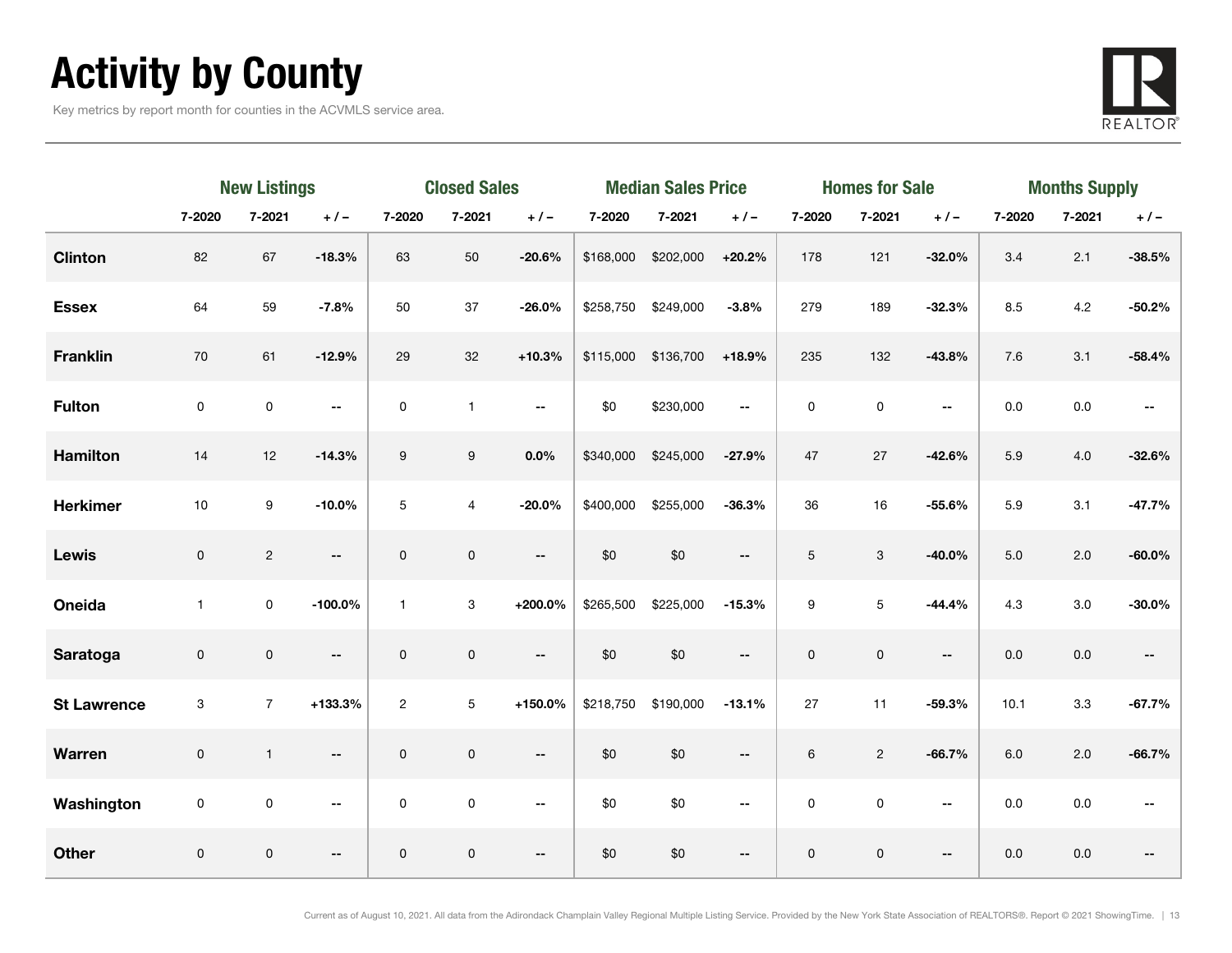# Activity by County

Key metrics by report month for counties in the ACVMLS service area.

| | New Listings | | | Closed Sales | | | Median Sales Price | | | Homes for Sale | | | Months Supply | | |
|---|---|---|---|---|---|---|---|---|---|---|---|---|---|---|---|
| | 7-2020 | 7-2021 | + / – | 7-2020 | 7-2021 | + / – | 7-2020 | 7-2021 | + / – | 7-2020 | 7-2021 | + / – | 7-2020 | 7-2021 | + / – |
| **Clinton** | 82 | 67 | **-18.3%** | 63 | 50 | **-20.6%** | $168,000 | $202,000 | **+20.2%** | 178 | 121 | **-32.0%** | 3.4 | 2.1 | **-38.5%** |
| **Essex** | 64 | 59 | **-7.8%** | 50 | 37 | **-26.0%** | $258,750 | $249,000 | **-3.8%** | 279 | 189 | **-32.3%** | 8.5 | 4.2 | **-50.2%** |
| **Franklin** | 70 | 61 | **-12.9%** | 29 | 32 | **+10.3%** | $115,000 | $136,700 | **+18.9%** | 235 | 132 | **-43.8%** | 7.6 | 3.1 | **-58.4%** |
| **Fulton** | 0 | 0 | -- | 0 | 1 | -- | $0 | $230,000 | -- | 0 | 0 | -- | 0.0 | 0.0 | -- |
| **Hamilton** | 14 | 12 | **-14.3%** | 9 | 9 | **0.0%** | $340,000 | $245,000 | **-27.9%** | 47 | 27 | **-42.6%** | 5.9 | 4.0 | **-32.6%** |
| **Herkimer** | 10 | 9 | **-10.0%** | 5 | 4 | **-20.0%** | $400,000 | $255,000 | **-36.3%** | 36 | 16 | **-55.6%** | 5.9 | 3.1 | **-47.7%** |
| **Lewis** | 0 | 2 | -- | 0 | 0 | -- | $0 | $0 | -- | 5 | 3 | **-40.0%** | 5.0 | 2.0 | **-60.0%** |
| **Oneida** | 1 | 0 | **-100.0%** | 1 | 3 | **+200.0%** | $265,500 | $225,000 | **-15.3%** | 9 | 5 | **-44.4%** | 4.3 | 3.0 | **-30.0%** |
| **Saratoga** | 0 | 0 | -- | 0 | 0 | -- | $0 | $0 | -- | 0 | 0 | -- | 0.0 | 0.0 | -- |
| **St Lawrence** | 3 | 7 | **+133.3%** | 2 | 5 | **+150.0%** | $218,750 | $190,000 | **-13.1%** | 27 | 11 | **-59.3%** | 10.1 | 3.3 | **-67.7%** |
| **Warren** | 0 | 1 | -- | 0 | 0 | -- | $0 | $0 | -- | 6 | 2 | **-66.7%** | 6.0 | 2.0 | **-66.7%** |
| **Washington** | 0 | 0 | -- | 0 | 0 | -- | $0 | $0 | -- | 0 | 0 | -- | 0.0 | 0.0 | -- |
| **Other** | 0 | 0 | -- | 0 | 0 | -- | $0 | $0 | -- | 0 | 0 | -- | 0.0 | 0.0 | -- |

Current as of August 10, 2021. All data from the Adirondack Champlain Valley Regional Multiple Listing Service. Provided by the New York State Association of REALTORS®. Report © 2021 ShowingTime.